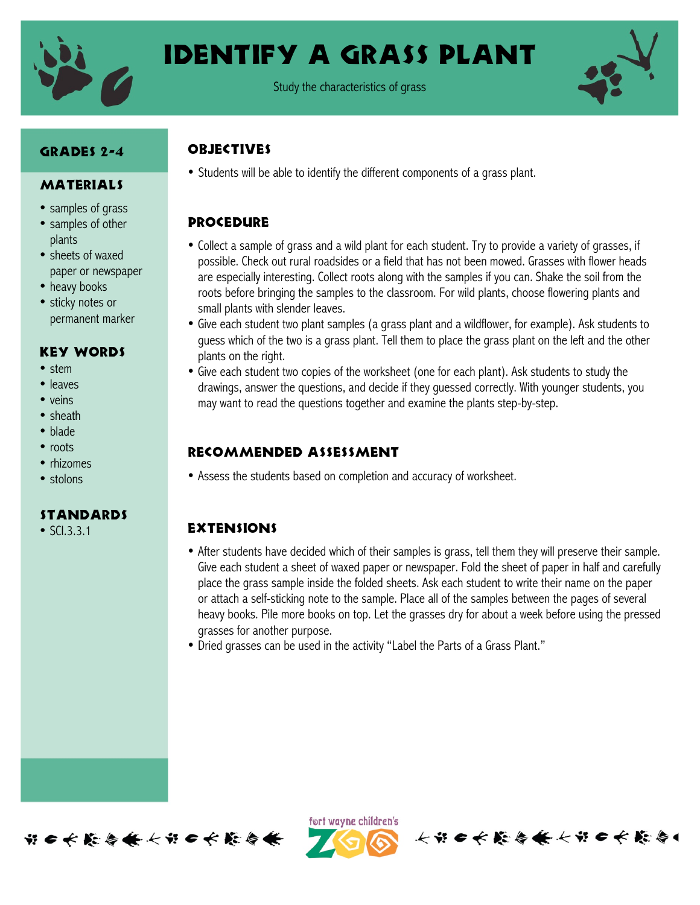# Identify a Grass Plant

Study the characteristics of grass

## Grades 2-4

## Materials

- samples of grass
- samples of other plants
- sheets of waxed paper or newspaper
- heavy books
- sticky notes or permanent marker

## Key Words

- stem
- leaves
- veins
- sheath
- blade
- roots
- rhizomes
- stolons

## Standards

- SCI.3.3.1

## Objectives

- Students will be able to identify the different components of a grass plant.

## Procedure

- Collect a sample of grass and a wild plant for each student. Try to provide a variety of grasses, if possible. Check out rural roadsides or a field that has not been mowed. Grasses with flower heads are especially interesting. Collect roots along with the samples if you can. Shake the soil from the roots before bringing the samples to the classroom. For wild plants, choose flowering plants and small plants with slender leaves.
- Give each student two plant samples (a grass plant and a wildflower, for example). Ask students to guess which of the two is a grass plant. Tell them to place the grass plant on the left and the other plants on the right.
- Give each student two copies of the worksheet (one for each plant). Ask students to study the drawings, answer the questions, and decide if they guessed correctly. With younger students, you may want to read the questions together and examine the plants step-by-step.

## Recommended Assessment

- Assess the students based on completion and accuracy of worksheet.

## Extensions

- After students have decided which of their samples is grass, tell them they will preserve their sample. Give each student a sheet of waxed paper or newspaper. Fold the sheet of paper in half and carefully place the grass sample inside the folded sheets. Ask each student to write their name on the paper or attach a self-sticking note to the sample. Place all of the samples between the pages of several heavy books. Pile more books on top. Let the grasses dry for about a week before using the pressed grasses for another purpose.
- Dried grasses can be used in the activity "Label the Parts of a Grass Plant."

fort wayne children's ZOO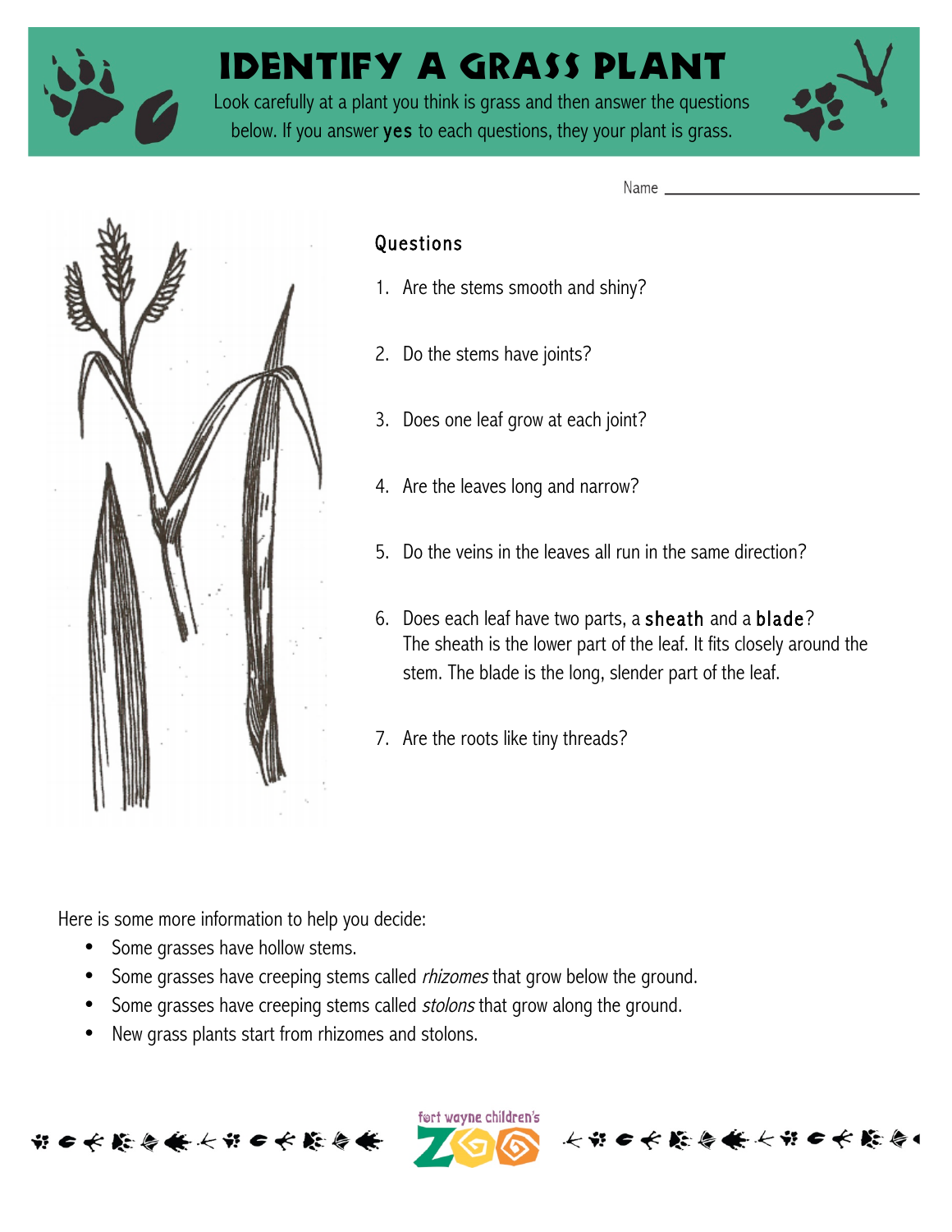# Identify a Grass Plant

Look carefully at a plant you think is grass and then answer the questions below. If you answer **yes** to each questions, they your plant is grass.

Name ________________________

## Questions

1. Are the stems smooth and shiny?

2. Do the stems have joints?

3. Does one leaf grow at each joint?

4. Are the leaves long and narrow?

5. Do the veins in the leaves all run in the same direction?

6. Does each leaf have two parts, a **sheath** and a **blade**?
   The sheath is the lower part of the leaf. It fits closely around the stem. The blade is the long, slender part of the leaf.

7. Are the roots like tiny threads?

Here is some more information to help you decide:

- Some grasses have hollow stems.
- Some grasses have creeping stems called *rhizomes* that grow below the ground.
- Some grasses have creeping stems called *stolons* that grow along the ground.
- New grass plants start from rhizomes and stolons.

fort wayne children's ZOO